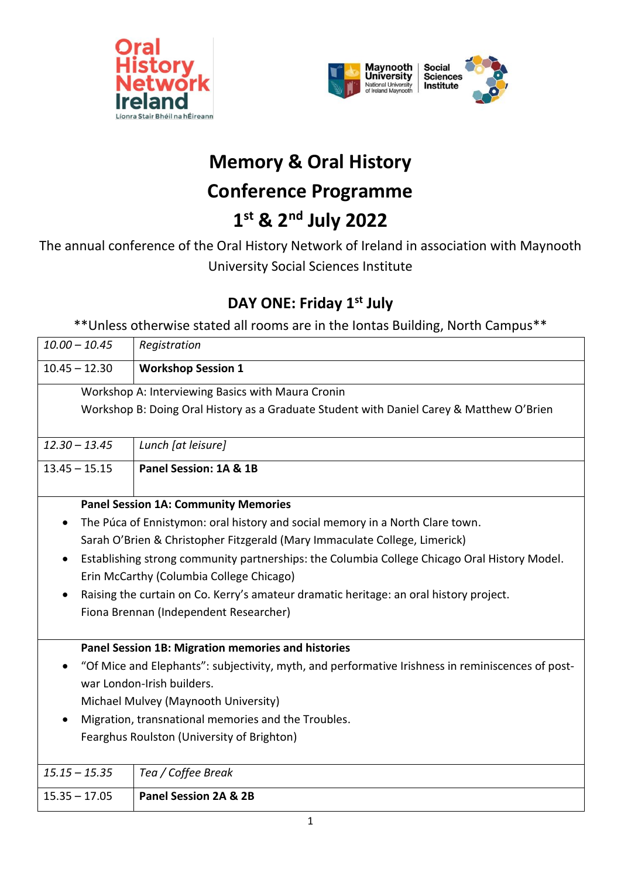Oral History Network Ireland
Líonra Stair Bhéil na hÉireann

Maynooth University
National University of Ireland Maynooth
Social Sciences Institute

# Memory & Oral History
# Conference Programme
# 1st & 2nd July 2022

The annual conference of the Oral History Network of Ireland in association with Maynooth University Social Sciences Institute

## DAY ONE: Friday 1st July

**Unless otherwise stated all rooms are in the Iontas Building, North Campus**

| | |
|---|---|
| *10.00 – 10.45* | *Registration* |
| 10.45 – 12.30 | **Workshop Session 1** |
| Workshop A: Interviewing Basics with Maura Cronin<br>Workshop B: Doing Oral History as a Graduate Student with Daniel Carey & Matthew O'Brien | |
| *12.30 – 13.45* | *Lunch [at leisure]* |
| 13.45 – 15.15 | **Panel Session: 1A & 1B** |
| **Panel Session 1A: Community Memories**<br>• The Púca of Ennistymon: oral history and social memory in a North Clare town. Sarah O'Brien & Christopher Fitzgerald (Mary Immaculate College, Limerick)<br>• Establishing strong community partnerships: the Columbia College Chicago Oral History Model. Erin McCarthy (Columbia College Chicago)<br>• Raising the curtain on Co. Kerry's amateur dramatic heritage: an oral history project. Fiona Brennan (Independent Researcher) | |
| **Panel Session 1B: Migration memories and histories**<br>• "Of Mice and Elephants": subjectivity, myth, and performative Irishness in reminiscences of post-war London-Irish builders. Michael Mulvey (Maynooth University)<br>• Migration, transnational memories and the Troubles. Fearghus Roulston (University of Brighton) | |
| *15.15 – 15.35* | *Tea / Coffee Break* |
| 15.35 – 17.05 | **Panel Session 2A & 2B** |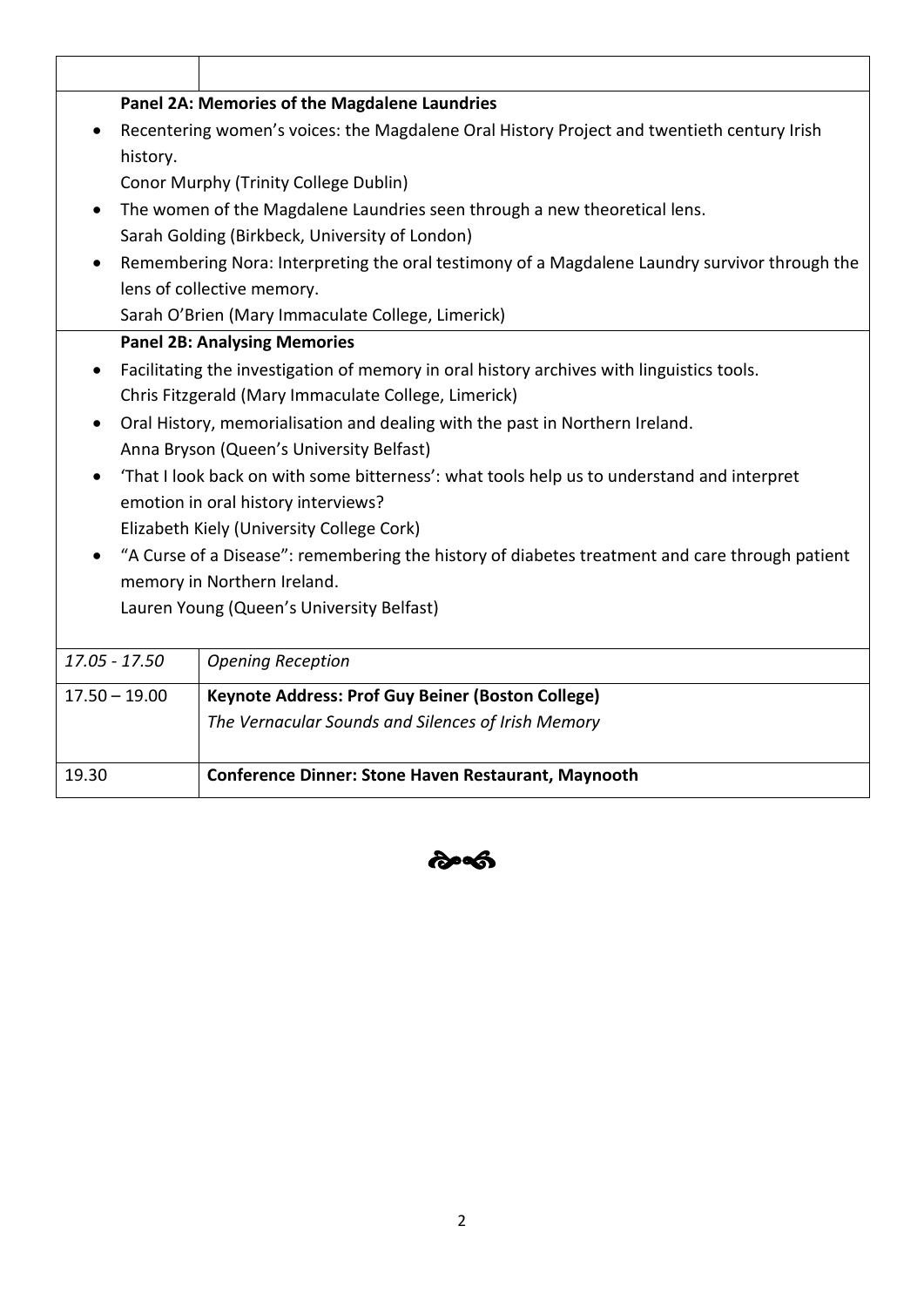| | |
|---|---|
| | |

**Panel 2A: Memories of the Magdalene Laundries**

- Recentering women's voices: the Magdalene Oral History Project and twentieth century Irish history.
  Conor Murphy (Trinity College Dublin)
- The women of the Magdalene Laundries seen through a new theoretical lens.
  Sarah Golding (Birkbeck, University of London)
- Remembering Nora: Interpreting the oral testimony of a Magdalene Laundry survivor through the lens of collective memory.
  Sarah O'Brien (Mary Immaculate College, Limerick)

**Panel 2B: Analysing Memories**

- Facilitating the investigation of memory in oral history archives with linguistics tools.
  Chris Fitzgerald (Mary Immaculate College, Limerick)
- Oral History, memorialisation and dealing with the past in Northern Ireland.
  Anna Bryson (Queen's University Belfast)
- 'That I look back on with some bitterness': what tools help us to understand and interpret emotion in oral history interviews?
  Elizabeth Kiely (University College Cork)
- "A Curse of a Disease": remembering the history of diabetes treatment and care through patient memory in Northern Ireland.
  Lauren Young (Queen's University Belfast)

| | |
|---|---|
| *17.05 - 17.50* | *Opening Reception* |
| 17.50 – 19.00 | **Keynote Address: Prof Guy Beiner (Boston College)**<br>*The Vernacular Sounds and Silences of Irish Memory* |
| 19.30 | **Conference Dinner: Stone Haven Restaurant, Maynooth** |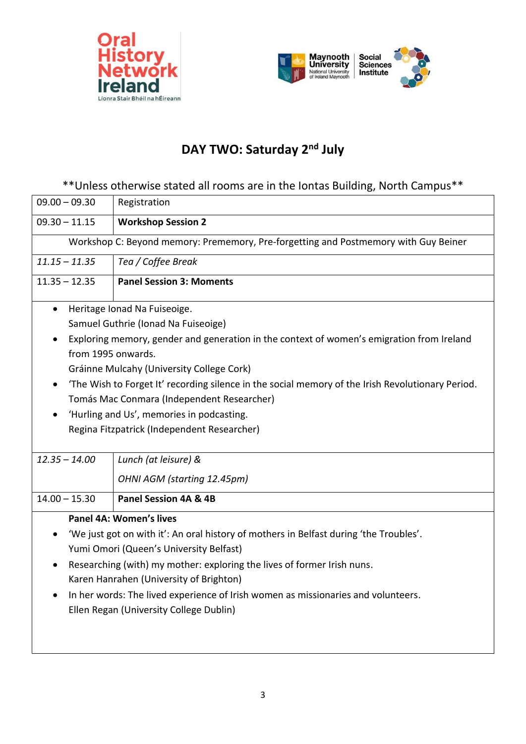## DAY TWO: Saturday 2nd July

**Unless otherwise stated all rooms are in the Iontas Building, North Campus**

| | |
|---|---|
| 09.00 – 09.30 | Registration |
| 09.30 – 11.15 | **Workshop Session 2** |
| Workshop C: Beyond memory: Prememory, Pre-forgetting and Postmemory with Guy Beiner | |
| *11.15 – 11.35* | *Tea / Coffee Break* |
| 11.35 – 12.35 | **Panel Session 3: Moments** |

- Heritage Ionad Na Fuiseoige.
  Samuel Guthrie (Ionad Na Fuiseoige)
- Exploring memory, gender and generation in the context of women's emigration from Ireland from 1995 onwards.
  Gráinne Mulcahy (University College Cork)
- 'The Wish to Forget It' recording silence in the social memory of the Irish Revolutionary Period.
  Tomás Mac Conmara (Independent Researcher)
- 'Hurling and Us', memories in podcasting.
  Regina Fitzpatrick (Independent Researcher)

| | |
|---|---|
| *12.35 – 14.00* | *Lunch (at leisure) &*<br>*OHNI AGM (starting 12.45pm)* |
| 14.00 – 15.30 | **Panel Session 4A & 4B** |

**Panel 4A: Women's lives**

- 'We just got on with it': An oral history of mothers in Belfast during 'the Troubles'.
  Yumi Omori (Queen's University Belfast)
- Researching (with) my mother: exploring the lives of former Irish nuns.
  Karen Hanrahen (University of Brighton)
- In her words: The lived experience of Irish women as missionaries and volunteers.
  Ellen Regan (University College Dublin)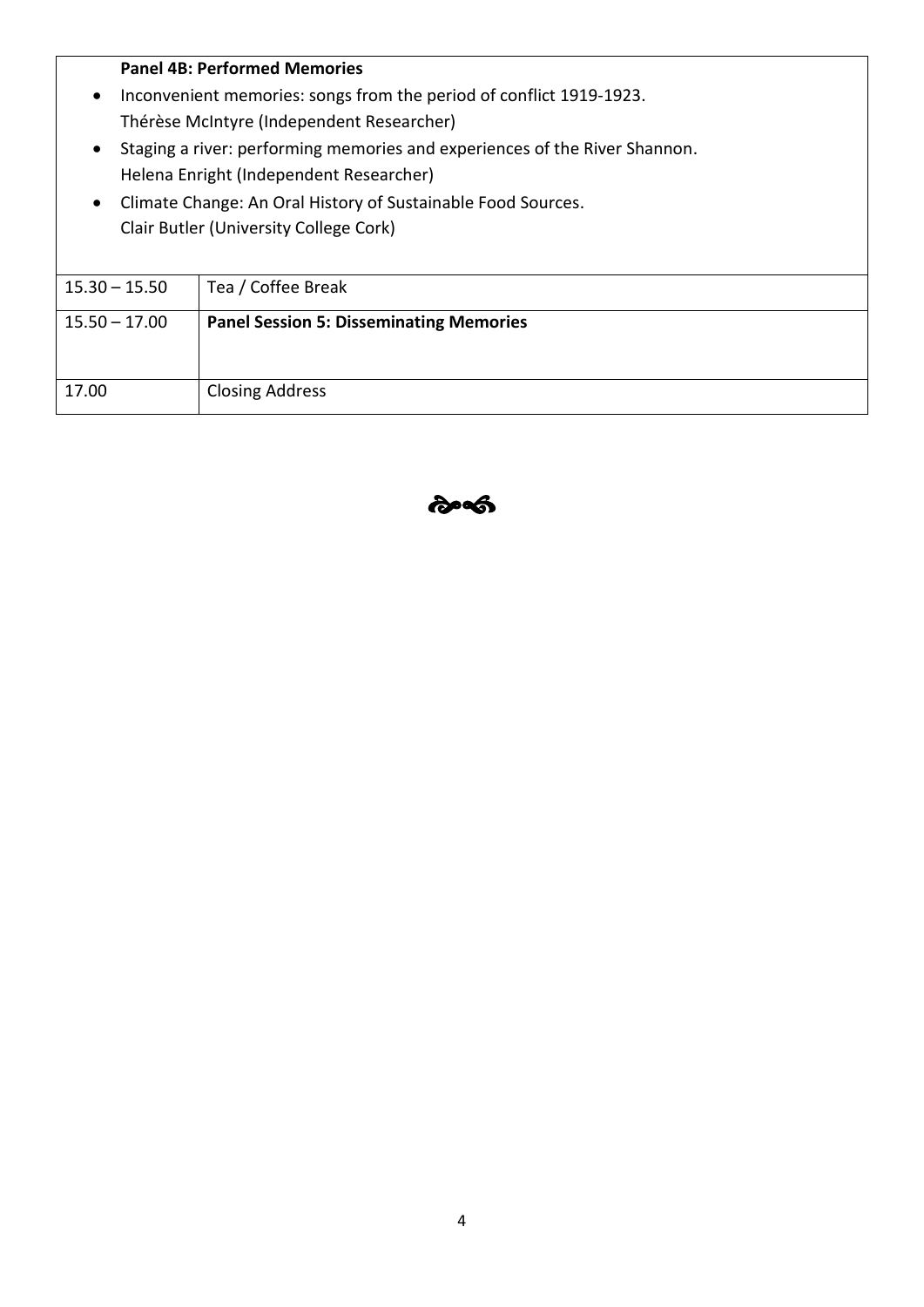**Panel 4B: Performed Memories**

- Inconvenient memories: songs from the period of conflict 1919-1923.
  Thérèse McIntyre (Independent Researcher)
- Staging a river: performing memories and experiences of the River Shannon.
  Helena Enright (Independent Researcher)
- Climate Change: An Oral History of Sustainable Food Sources.
  Clair Butler (University College Cork)

| | |
|---|---|
| 15.30 – 15.50 | Tea / Coffee Break |
| 15.50 – 17.00 | **Panel Session 5: Disseminating Memories** |
| 17.00 | Closing Address |

☙❧